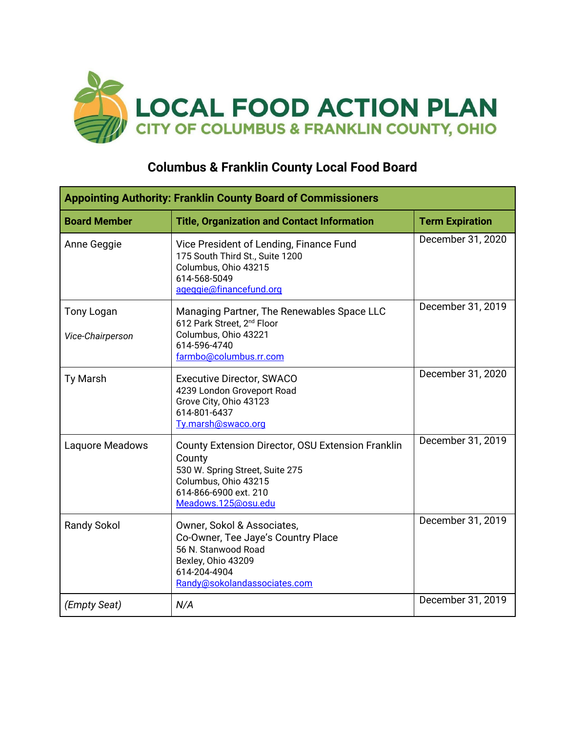# LOCAL FOOD ACTION PLAN

## CITY OF COLUMBUS & FRANKLIN COUNTY, OHIO

### Columbus & Franklin County Local Food Board

| Appointing Authority: Franklin County Board of Commissioners | | |
|---|---|---|
| **Board Member** | **Title, Organization and Contact Information** | **Term Expiration** |
| Anne Geggie | Vice President of Lending, Finance Fund<br>175 South Third St., Suite 1200<br>Columbus, Ohio 43215<br>614-568-5049<br>ageggie@financefund.org | December 31, 2020 |
| Tony Logan<br>*Vice-Chairperson* | Managing Partner, The Renewables Space LLC<br>612 Park Street, 2nd Floor<br>Columbus, Ohio 43221<br>614-596-4740<br>farmbo@columbus.rr.com | December 31, 2019 |
| Ty Marsh | Executive Director, SWACO<br>4239 London Groveport Road<br>Grove City, Ohio 43123<br>614-801-6437<br>Ty.marsh@swaco.org | December 31, 2020 |
| Laquore Meadows | County Extension Director, OSU Extension Franklin County<br>530 W. Spring Street, Suite 275<br>Columbus, Ohio 43215<br>614-866-6900 ext. 210<br>Meadows.125@osu.edu | December 31, 2019 |
| Randy Sokol | Owner, Sokol & Associates,<br>Co-Owner, Tee Jaye's Country Place<br>56 N. Stanwood Road<br>Bexley, Ohio 43209<br>614-204-4904<br>Randy@sokolandassociates.com | December 31, 2019 |
| *(Empty Seat)* | *N/A* | December 31, 2019 |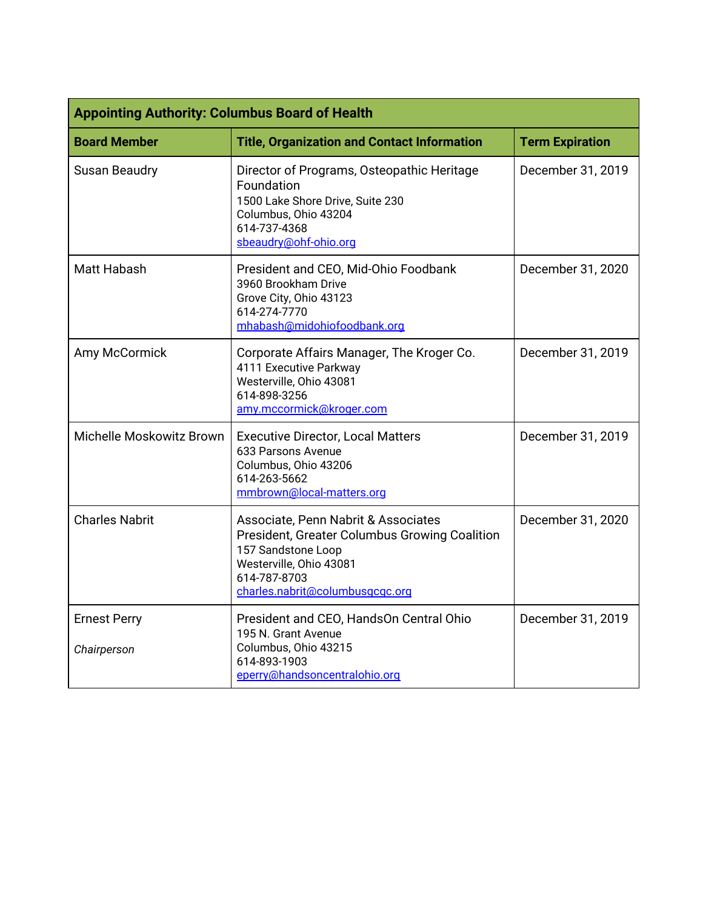| Appointing Authority: Columbus Board of Health | | |
|---|---|---|
| **Board Member** | **Title, Organization and Contact Information** | **Term Expiration** |
| Susan Beaudry | Director of Programs, Osteopathic Heritage Foundation<br>1500 Lake Shore Drive, Suite 230<br>Columbus, Ohio 43204<br>614-737-4368<br>sbeaudry@ohf-ohio.org | December 31, 2019 |
| Matt Habash | President and CEO, Mid-Ohio Foodbank<br>3960 Brookham Drive<br>Grove City, Ohio 43123<br>614-274-7770<br>mhabash@midohiofoodbank.org | December 31, 2020 |
| Amy McCormick | Corporate Affairs Manager, The Kroger Co.<br>4111 Executive Parkway<br>Westerville, Ohio 43081<br>614-898-3256<br>amy.mccormick@kroger.com | December 31, 2019 |
| Michelle Moskowitz Brown | Executive Director, Local Matters<br>633 Parsons Avenue<br>Columbus, Ohio 43206<br>614-263-5662<br>mmbrown@local-matters.org | December 31, 2019 |
| Charles Nabrit | Associate, Penn Nabrit & Associates<br>President, Greater Columbus Growing Coalition<br>157 Sandstone Loop<br>Westerville, Ohio 43081<br>614-787-8703<br>charles.nabrit@columbusgcgc.org | December 31, 2020 |
| Ernest Perry<br><br>*Chairperson* | President and CEO, HandsOn Central Ohio<br>195 N. Grant Avenue<br>Columbus, Ohio 43215<br>614-893-1903<br>eperry@handsoncentralohio.org | December 31, 2019 |